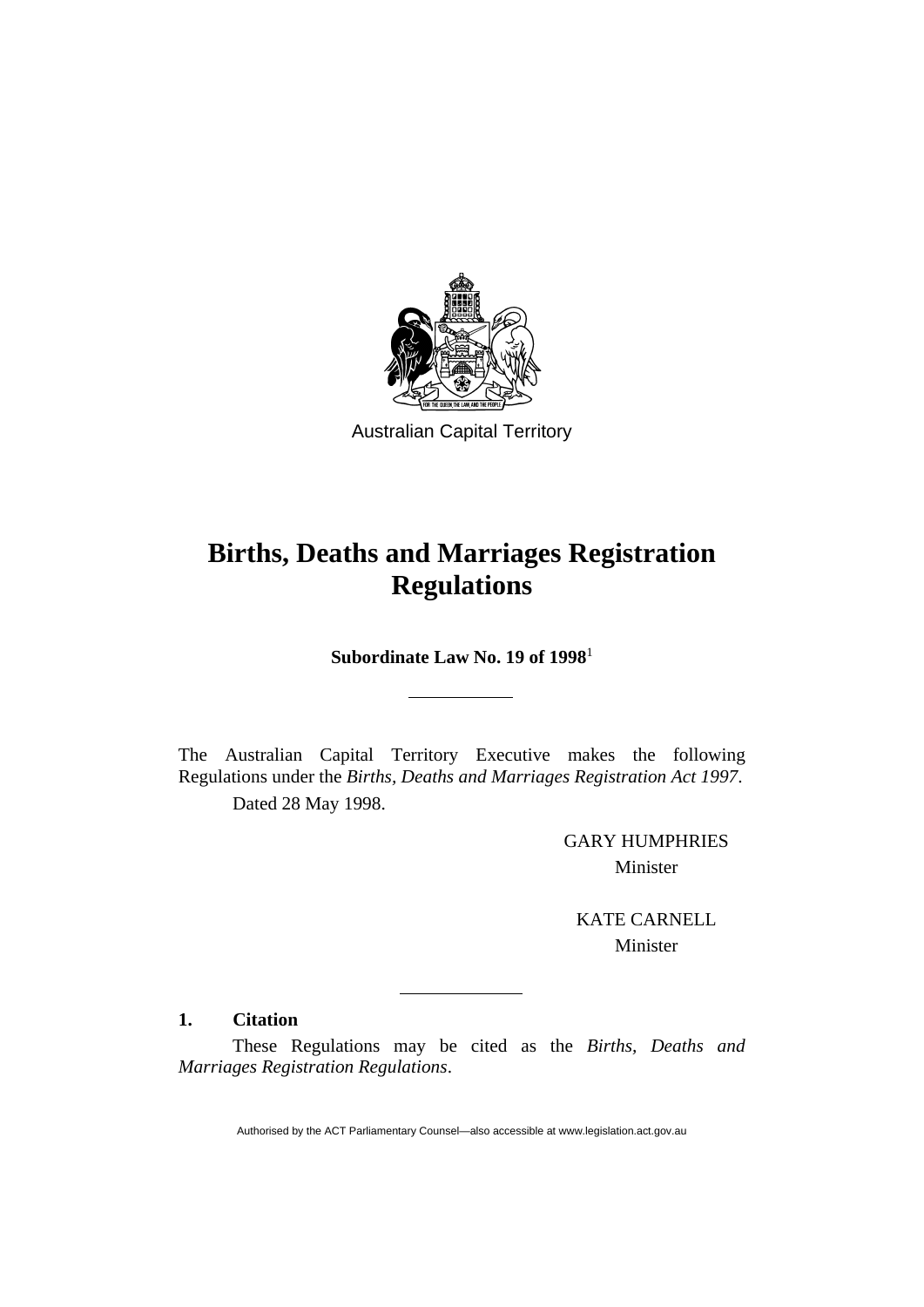Australian Capital Territory

# Births, Deaths and Marriages Registration Regulations

**Subordinate Law No. 19 of 1998**[1]

---

The Australian Capital Territory Executive makes the following Regulations under the *Births, Deaths and Marriages Registration Act 1997*.

Dated 28 May 1998.

GARY HUMPHRIES
Minister

KATE CARNELL
Minister

---

### 1. Citation

These Regulations may be cited as the *Births, Deaths and Marriages Registration Regulations*.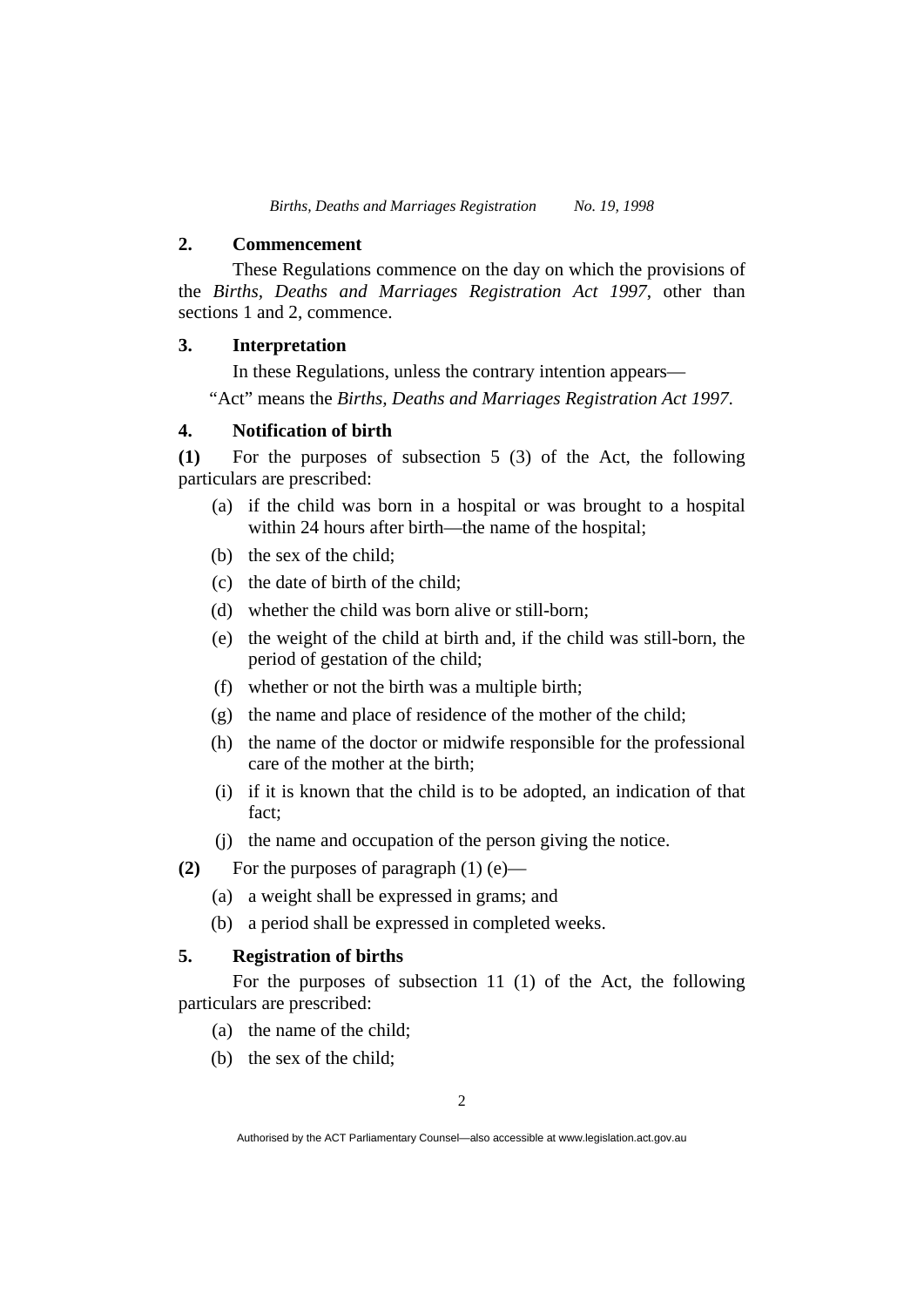## 2. Commencement

These Regulations commence on the day on which the provisions of the *Births, Deaths and Marriages Registration Act 1997*, other than sections 1 and 2, commence.

## 3. Interpretation

In these Regulations, unless the contrary intention appears—

"Act" means the *Births, Deaths and Marriages Registration Act 1997*.

## 4. Notification of birth

**(1)** For the purposes of subsection 5 (3) of the Act, the following particulars are prescribed:

- (a) if the child was born in a hospital or was brought to a hospital within 24 hours after birth—the name of the hospital;
- (b) the sex of the child;
- (c) the date of birth of the child;
- (d) whether the child was born alive or still-born;
- (e) the weight of the child at birth and, if the child was still-born, the period of gestation of the child;
- (f) whether or not the birth was a multiple birth;
- (g) the name and place of residence of the mother of the child;
- (h) the name of the doctor or midwife responsible for the professional care of the mother at the birth;
- (i) if it is known that the child is to be adopted, an indication of that fact;
- (j) the name and occupation of the person giving the notice.

**(2)** For the purposes of paragraph (1) (e)—

- (a) a weight shall be expressed in grams; and
- (b) a period shall be expressed in completed weeks.

## 5. Registration of births

For the purposes of subsection 11 (1) of the Act, the following particulars are prescribed:

- (a) the name of the child;
- (b) the sex of the child;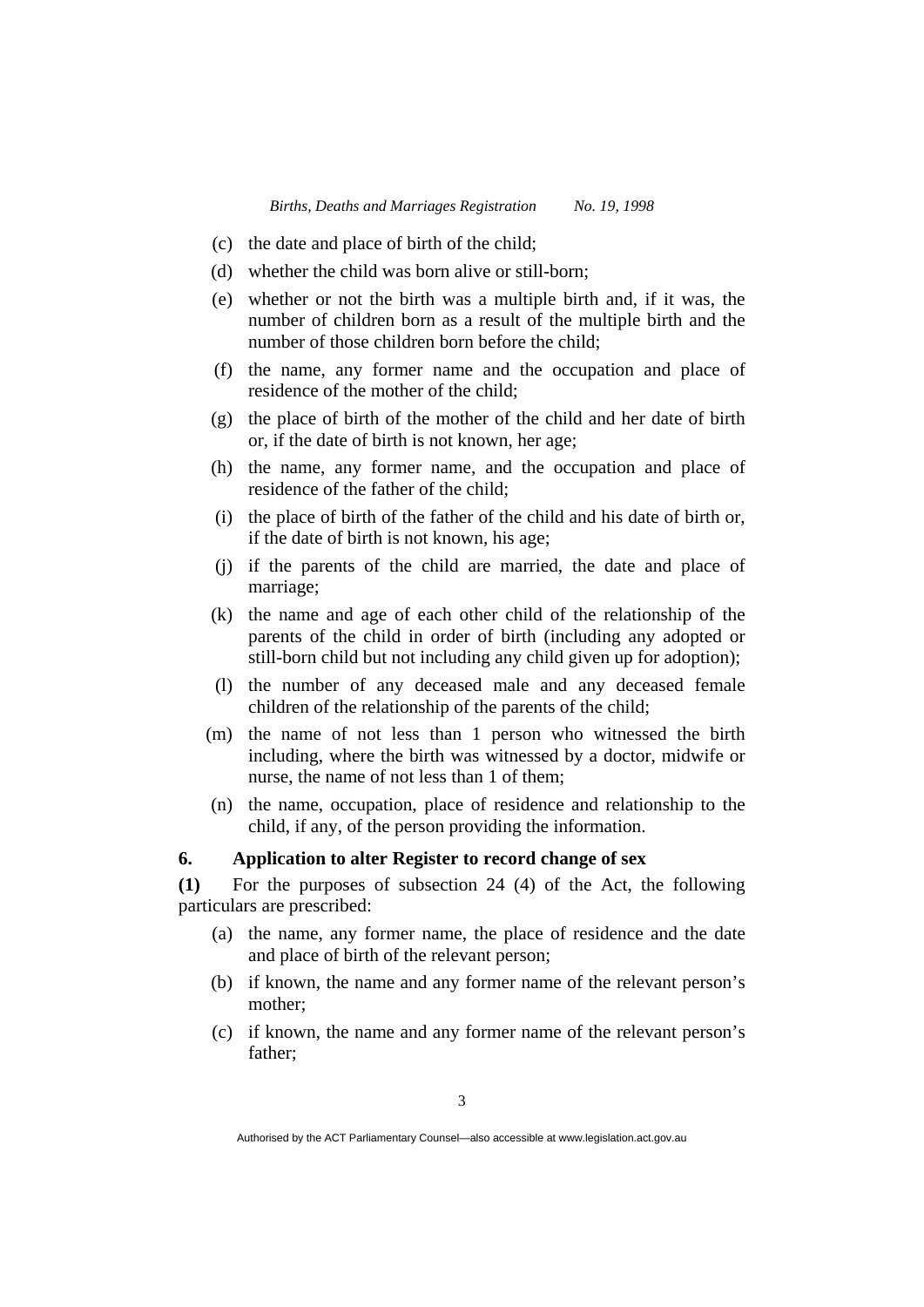(c) the date and place of birth of the child;

(d) whether the child was born alive or still-born;

(e) whether or not the birth was a multiple birth and, if it was, the number of children born as a result of the multiple birth and the number of those children born before the child;

(f) the name, any former name and the occupation and place of residence of the mother of the child;

(g) the place of birth of the mother of the child and her date of birth or, if the date of birth is not known, her age;

(h) the name, any former name, and the occupation and place of residence of the father of the child;

(i) the place of birth of the father of the child and his date of birth or, if the date of birth is not known, his age;

(j) if the parents of the child are married, the date and place of marriage;

(k) the name and age of each other child of the relationship of the parents of the child in order of birth (including any adopted or still-born child but not including any child given up for adoption);

(l) the number of any deceased male and any deceased female children of the relationship of the parents of the child;

(m) the name of not less than 1 person who witnessed the birth including, where the birth was witnessed by a doctor, midwife or nurse, the name of not less than 1 of them;

(n) the name, occupation, place of residence and relationship to the child, if any, of the person providing the information.

### 6. Application to alter Register to record change of sex

**(1)** For the purposes of subsection 24 (4) of the Act, the following particulars are prescribed:

(a) the name, any former name, the place of residence and the date and place of birth of the relevant person;

(b) if known, the name and any former name of the relevant person's mother;

(c) if known, the name and any former name of the relevant person's father;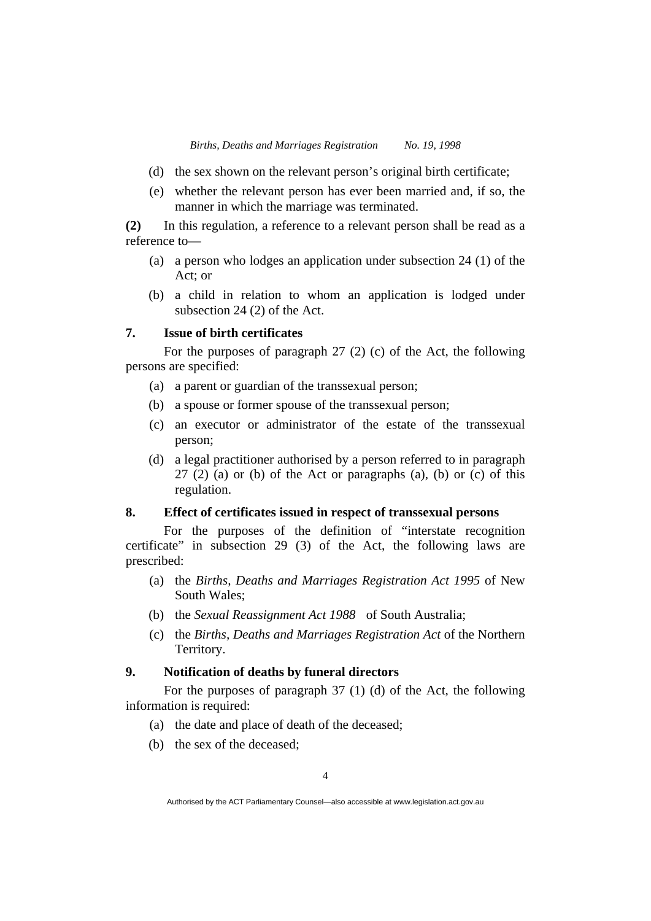(d) the sex shown on the relevant person's original birth certificate;

(e) whether the relevant person has ever been married and, if so, the manner in which the marriage was terminated.

**(2)** In this regulation, a reference to a relevant person shall be read as a reference to—

(a) a person who lodges an application under subsection 24 (1) of the Act; or

(b) a child in relation to whom an application is lodged under subsection 24 (2) of the Act.

### 7. Issue of birth certificates

For the purposes of paragraph 27 (2) (c) of the Act, the following persons are specified:

(a) a parent or guardian of the transsexual person;

(b) a spouse or former spouse of the transsexual person;

(c) an executor or administrator of the estate of the transsexual person;

(d) a legal practitioner authorised by a person referred to in paragraph 27 (2) (a) or (b) of the Act or paragraphs (a), (b) or (c) of this regulation.

### 8. Effect of certificates issued in respect of transsexual persons

For the purposes of the definition of "interstate recognition certificate" in subsection 29 (3) of the Act, the following laws are prescribed:

(a) the *Births, Deaths and Marriages Registration Act 1995* of New South Wales;

(b) the *Sexual Reassignment Act 1988* of South Australia;

(c) the *Births, Deaths and Marriages Registration Act* of the Northern Territory.

### 9. Notification of deaths by funeral directors

For the purposes of paragraph 37 (1) (d) of the Act, the following information is required:

(a) the date and place of death of the deceased;

(b) the sex of the deceased;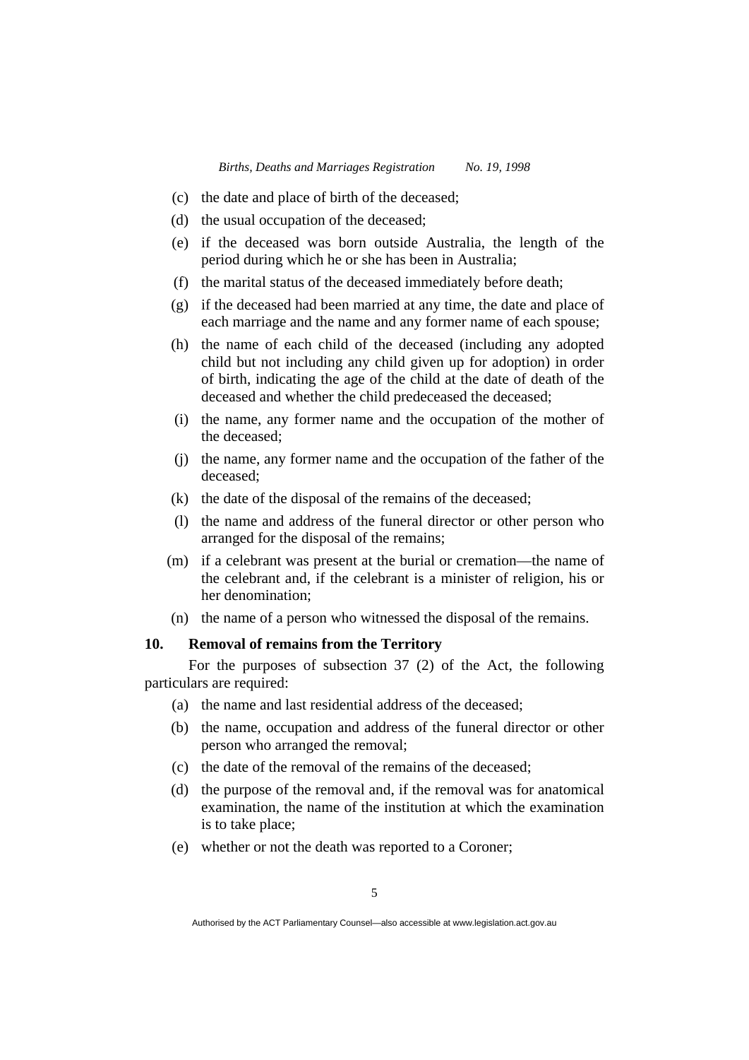(c) the date and place of birth of the deceased;

(d) the usual occupation of the deceased;

(e) if the deceased was born outside Australia, the length of the period during which he or she has been in Australia;

(f) the marital status of the deceased immediately before death;

(g) if the deceased had been married at any time, the date and place of each marriage and the name and any former name of each spouse;

(h) the name of each child of the deceased (including any adopted child but not including any child given up for adoption) in order of birth, indicating the age of the child at the date of death of the deceased and whether the child predeceased the deceased;

(i) the name, any former name and the occupation of the mother of the deceased;

(j) the name, any former name and the occupation of the father of the deceased;

(k) the date of the disposal of the remains of the deceased;

(l) the name and address of the funeral director or other person who arranged for the disposal of the remains;

(m) if a celebrant was present at the burial or cremation—the name of the celebrant and, if the celebrant is a minister of religion, his or her denomination;

(n) the name of a person who witnessed the disposal of the remains.

**10. Removal of remains from the Territory**

For the purposes of subsection 37 (2) of the Act, the following particulars are required:

(a) the name and last residential address of the deceased;

(b) the name, occupation and address of the funeral director or other person who arranged the removal;

(c) the date of the removal of the remains of the deceased;

(d) the purpose of the removal and, if the removal was for anatomical examination, the name of the institution at which the examination is to take place;

(e) whether or not the death was reported to a Coroner;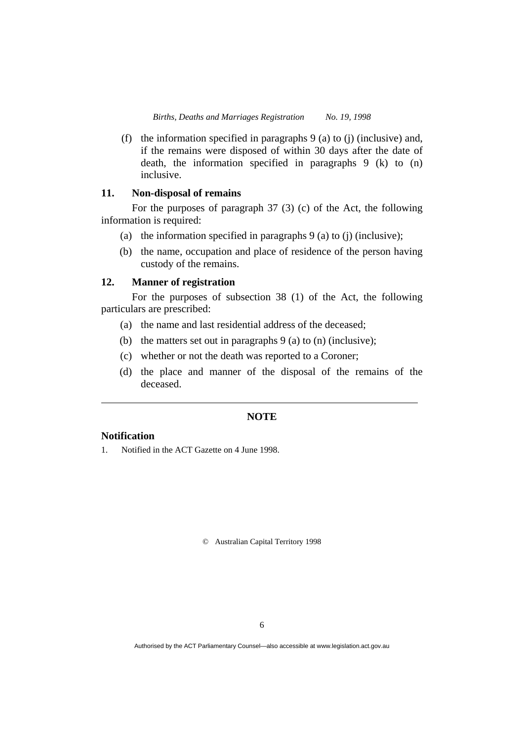(f) the information specified in paragraphs 9 (a) to (j) (inclusive) and, if the remains were disposed of within 30 days after the date of death, the information specified in paragraphs 9 (k) to (n) inclusive.

### 11. Non-disposal of remains

For the purposes of paragraph 37 (3) (c) of the Act, the following information is required:

(a) the information specified in paragraphs 9 (a) to (j) (inclusive);

(b) the name, occupation and place of residence of the person having custody of the remains.

### 12. Manner of registration

For the purposes of subsection 38 (1) of the Act, the following particulars are prescribed:

(a) the name and last residential address of the deceased;

(b) the matters set out in paragraphs 9 (a) to (n) (inclusive);

(c) whether or not the death was reported to a Coroner;

(d) the place and manner of the disposal of the remains of the deceased.

---

## NOTE

### Notification

1. Notified in the ACT Gazette on 4 June 1998.

© Australian Capital Territory 1998